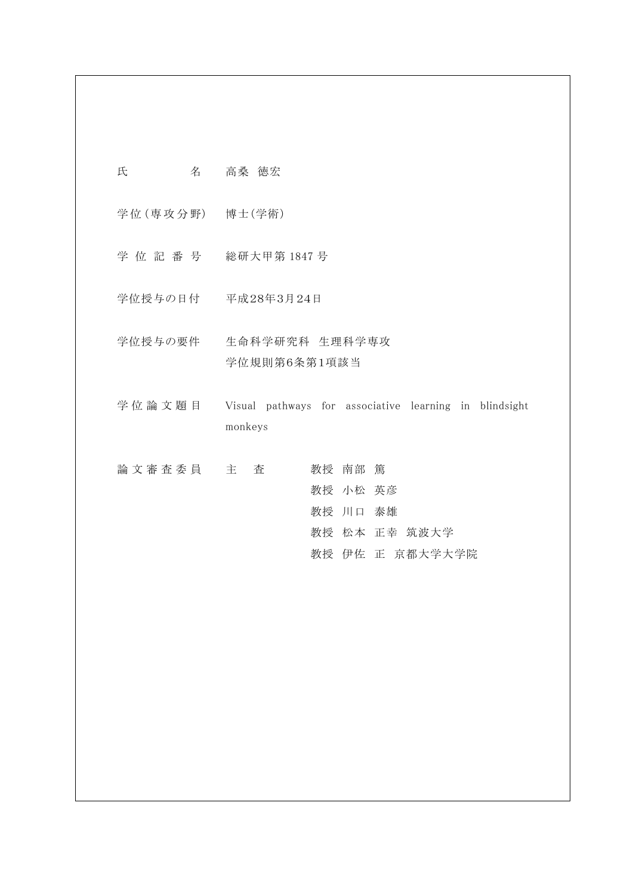| | |
|---|---|
| 氏　　　　名 | 高桑 徳宏 |
| 学位(専攻分野) | 博士(学術) |
| 学 位 記 番 号 | 総研大甲第 1847 号 |
| 学位授与の日付 | 平成28年3月24日 |
| 学位授与の要件 | 生命科学研究科 生理科学専攻<br>学位規則第6条第1項該当 |
| 学 位 論 文 題 目 | Visual pathways for associative learning in blindsight monkeys |
| 論 文 審 査 委 員 | 主　査　　教授 南部 篤<br>教授 小松 英彦<br>教授 川口 泰雄<br>教授 松本 正幸 筑波大学<br>教授 伊佐 正 京都大学大学院 |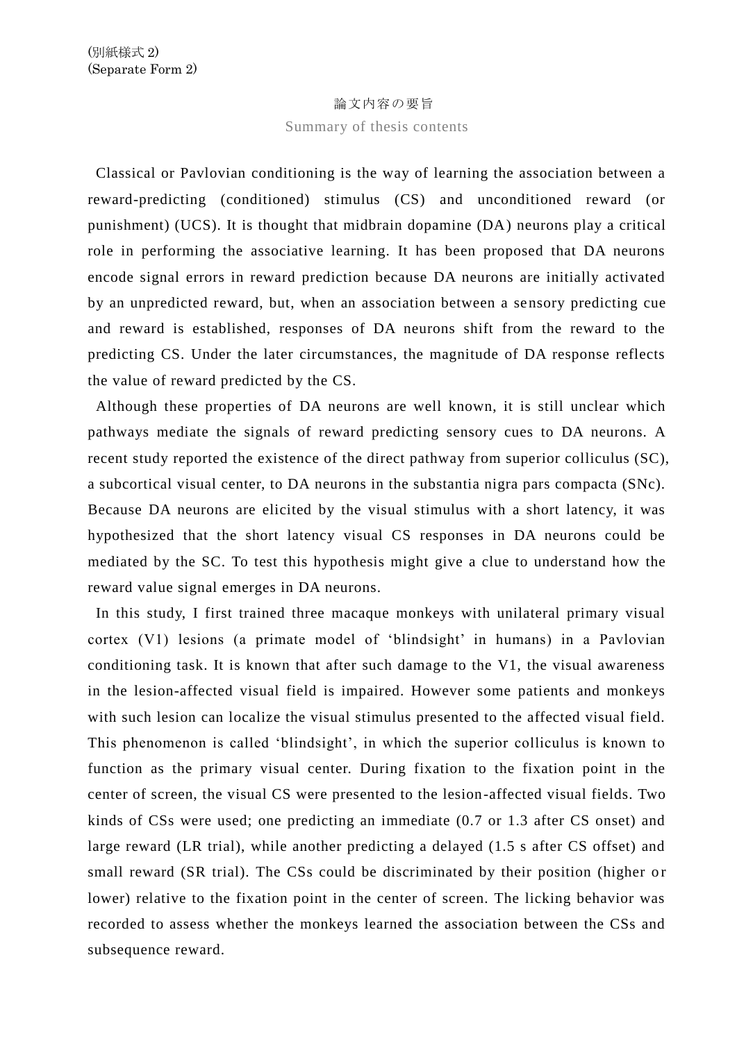(別紙様式 2)
(Separate Form 2)

論文内容の要旨

Summary of thesis contents

Classical or Pavlovian conditioning is the way of learning the association between a reward-predicting (conditioned) stimulus (CS) and unconditioned reward (or punishment) (UCS). It is thought that midbrain dopamine (DA) neurons play a critical role in performing the associative learning. It has been proposed that DA neurons encode signal errors in reward prediction because DA neurons are initially activated by an unpredicted reward, but, when an association between a sensory predicting cue and reward is established, responses of DA neurons shift from the reward to the predicting CS. Under the later circumstances, the magnitude of DA response reflects the value of reward predicted by the CS.

Although these properties of DA neurons are well known, it is still unclear which pathways mediate the signals of reward predicting sensory cues to DA neurons. A recent study reported the existence of the direct pathway from superior colliculus (SC), a subcortical visual center, to DA neurons in the substantia nigra pars compacta (SNc). Because DA neurons are elicited by the visual stimulus with a short latency, it was hypothesized that the short latency visual CS responses in DA neurons could be mediated by the SC. To test this hypothesis might give a clue to understand how the reward value signal emerges in DA neurons.

In this study, I first trained three macaque monkeys with unilateral primary visual cortex (V1) lesions (a primate model of 'blindsight' in humans) in a Pavlovian conditioning task. It is known that after such damage to the V1, the visual awareness in the lesion-affected visual field is impaired. However some patients and monkeys with such lesion can localize the visual stimulus presented to the affected visual field. This phenomenon is called 'blindsight', in which the superior colliculus is known to function as the primary visual center. During fixation to the fixation point in the center of screen, the visual CS were presented to the lesion-affected visual fields. Two kinds of CSs were used; one predicting an immediate (0.7 or 1.3 after CS onset) and large reward (LR trial), while another predicting a delayed (1.5 s after CS offset) and small reward (SR trial). The CSs could be discriminated by their position (higher or lower) relative to the fixation point in the center of screen. The licking behavior was recorded to assess whether the monkeys learned the association between the CSs and subsequence reward.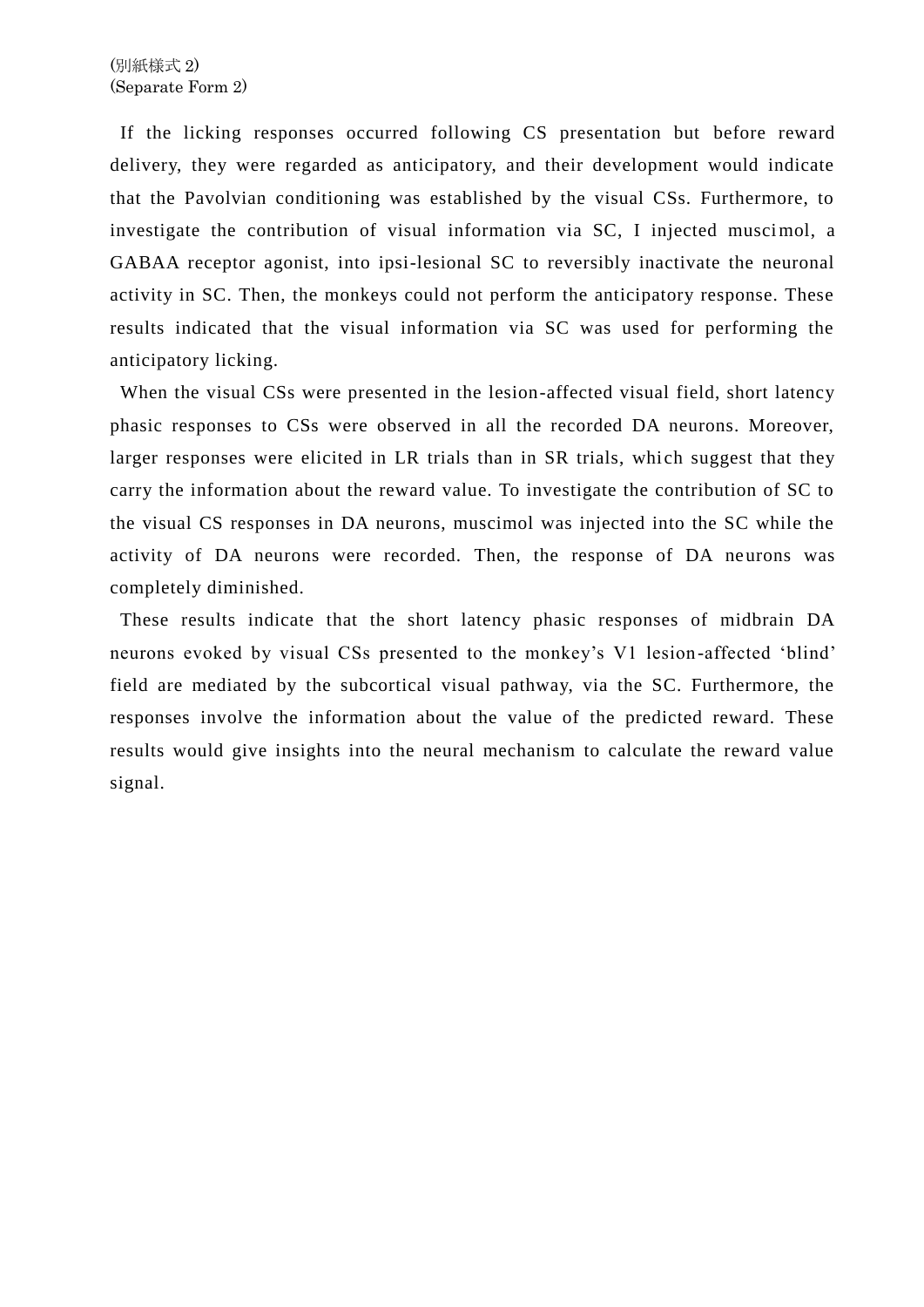(別紙様式 2)
(Separate Form 2)

If the licking responses occurred following CS presentation but before reward delivery, they were regarded as anticipatory, and their development would indicate that the Pavolvian conditioning was established by the visual CSs. Furthermore, to investigate the contribution of visual information via SC, I injected muscimol, a GABAA receptor agonist, into ipsi-lesional SC to reversibly inactivate the neuronal activity in SC. Then, the monkeys could not perform the anticipatory response. These results indicated that the visual information via SC was used for performing the anticipatory licking.

When the visual CSs were presented in the lesion-affected visual field, short latency phasic responses to CSs were observed in all the recorded DA neurons. Moreover, larger responses were elicited in LR trials than in SR trials, which suggest that they carry the information about the reward value. To investigate the contribution of SC to the visual CS responses in DA neurons, muscimol was injected into the SC while the activity of DA neurons were recorded. Then, the response of DA neurons was completely diminished.

These results indicate that the short latency phasic responses of midbrain DA neurons evoked by visual CSs presented to the monkey's V1 lesion-affected 'blind' field are mediated by the subcortical visual pathway, via the SC. Furthermore, the responses involve the information about the value of the predicted reward. These results would give insights into the neural mechanism to calculate the reward value signal.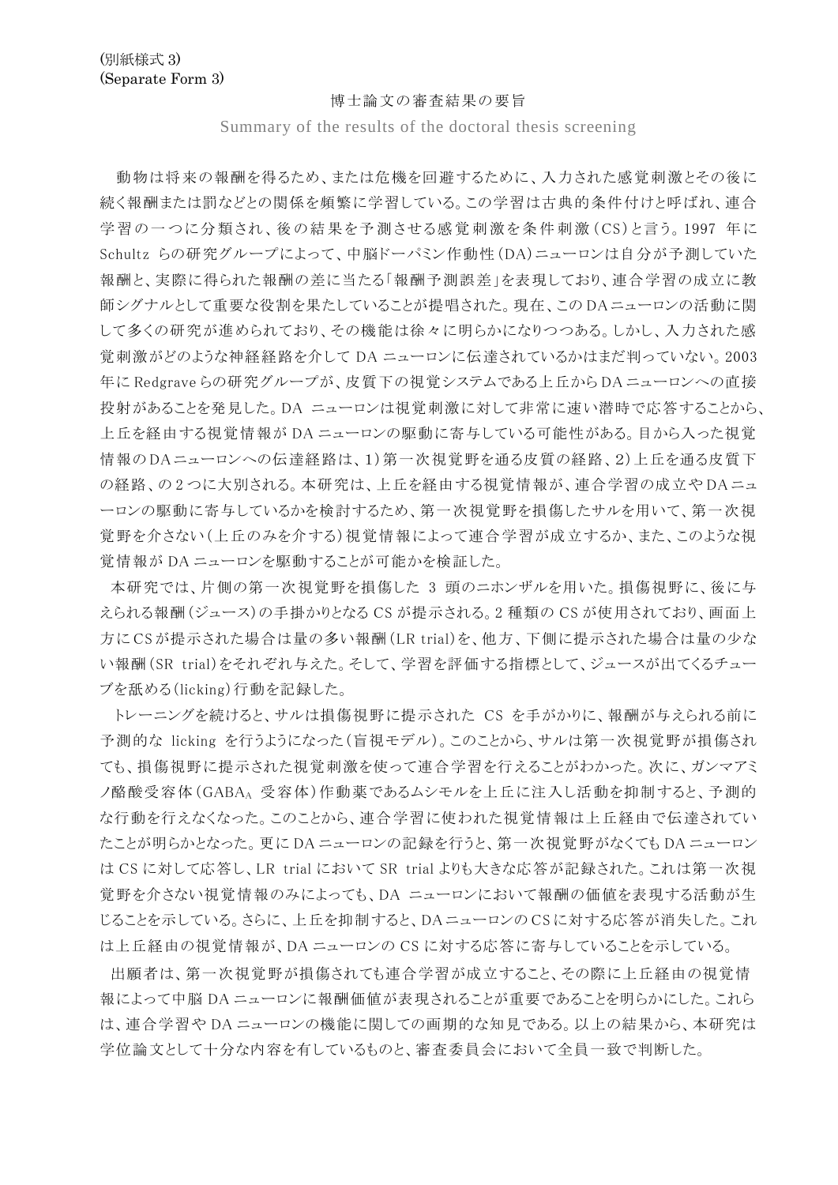(別紙様式 3)
(Separate Form 3)

# 博士論文の審査結果の要旨

Summary of the results of the doctoral thesis screening

動物は将来の報酬を得るため、または危機を回避するために、入力された感覚刺激とその後に続く報酬または罰などとの関係を頻繁に学習している。この学習は古典的条件付けと呼ばれ、連合学習の一つに分類され、後の結果を予測させる感覚刺激を条件刺激(CS)と言う。1997 年に Schultz らの研究グループによって、中脳ドーパミン作動性(DA)ニューロンは自分が予測していた報酬と、実際に得られた報酬の差に当たる「報酬予測誤差」を表現しており、連合学習の成立に教師シグナルとして重要な役割を果たしていることが提唱された。現在、このDAニューロンの活動に関して多くの研究が進められており、その機能は徐々に明らかになりつつある。しかし、入力された感覚刺激がどのような神経経路を介して DA ニューロンに伝達されているかはまだ判っていない。2003 年に Redgrave らの研究グループが、皮質下の視覚システムである上丘からDAニューロンへの直接投射があることを発見した。DA ニューロンは視覚刺激に対して非常に速い潜時で応答することから、上丘を経由する視覚情報が DA ニューロンの駆動に寄与している可能性がある。目から入った視覚情報のDAニューロンへの伝達経路は、1)第一次視覚野を通る皮質の経路、2)上丘を通る皮質下の経路、の2つに大別される。本研究は、上丘を経由する視覚情報が、連合学習の成立やDAニューロンの駆動に寄与しているかを検討するため、第一次視覚野を損傷したサルを用いて、第一次視覚野を介さない(上丘のみを介する)視覚情報によって連合学習が成立するか、また、このような視覚情報が DA ニューロンを駆動することが可能かを検証した。

本研究では、片側の第一次視覚野を損傷した 3 頭のニホンザルを用いた。損傷視野に、後に与えられる報酬(ジュース)の手掛かりとなる CS が提示される。2 種類の CS が使用されており、画面上方にCSが提示された場合は量の多い報酬(LR trial)を、他方、下側に提示された場合は量の少ない報酬(SR trial)をそれぞれ与えた。そして、学習を評価する指標として、ジュースが出てくるチューブを舐める(licking)行動を記録した。

トレーニングを続けると、サルは損傷視野に提示された CS を手がかりに、報酬が与えられる前に予測的な licking を行うようになった(盲視モデル)。このことから、サルは第一次視覚野が損傷されても、損傷視野に提示された視覚刺激を使って連合学習を行えることがわかった。次に、ガンマアミノ酪酸受容体($GABA_A$ 受容体)作動薬であるムシモルを上丘に注入し活動を抑制すると、予測的な行動を行えなくなった。このことから、連合学習に使われた視覚情報は上丘経由で伝達されていたことが明らかとなった。更にDAニューロンの記録を行うと、第一次視覚野がなくても DA ニューロンは CS に対して応答し、LR trial において SR trial よりも大きな応答が記録された。これは第一次視覚野を介さない視覚情報のみによっても、DA ニューロンにおいて報酬の価値を表現する活動が生じることを示している。さらに、上丘を抑制すると、DAニューロンのCSに対する応答が消失した。これは上丘経由の視覚情報が、DA ニューロンの CS に対する応答に寄与していることを示している。

出願者は、第一次視覚野が損傷されても連合学習が成立すること、その際に上丘経由の視覚情報によって中脳 DA ニューロンに報酬価値が表現されることが重要であることを明らかにした。これらは、連合学習や DA ニューロンの機能に関しての画期的な知見である。以上の結果から、本研究は学位論文として十分な内容を有しているものと、審査委員会において全員一致で判断した。